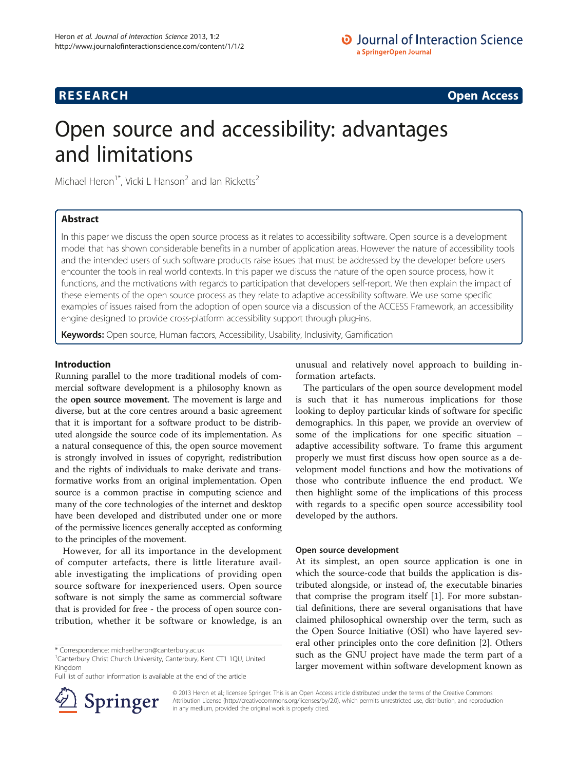RESEARCH Open Access

# Open source and accessibility: advantages and limitations

Michael Heron[1*], Vicki L Hanson[2] and Ian Ricketts[2]

## Abstract

In this paper we discuss the open source process as it relates to accessibility software. Open source is a development model that has shown considerable benefits in a number of application areas. However the nature of accessibility tools and the intended users of such software products raise issues that must be addressed by the developer before users encounter the tools in real world contexts. In this paper we discuss the nature of the open source process, how it functions, and the motivations with regards to participation that developers self-report. We then explain the impact of these elements of the open source process as they relate to adaptive accessibility software. We use some specific examples of issues raised from the adoption of open source via a discussion of the ACCESS Framework, an accessibility engine designed to provide cross-platform accessibility support through plug-ins.

**Keywords:** Open source, Human factors, Accessibility, Usability, Inclusivity, Gamification

## Introduction

Running parallel to the more traditional models of commercial software development is a philosophy known as the **open source movement**. The movement is large and diverse, but at the core centres around a basic agreement that it is important for a software product to be distributed alongside the source code of its implementation. As a natural consequence of this, the open source movement is strongly involved in issues of copyright, redistribution and the rights of individuals to make derivate and transformative works from an original implementation. Open source is a common practise in computing science and many of the core technologies of the internet and desktop have been developed and distributed under one or more of the permissive licences generally accepted as conforming to the principles of the movement.

However, for all its importance in the development of computer artefacts, there is little literature available investigating the implications of providing open source software for inexperienced users. Open source software is not simply the same as commercial software that is provided for free - the process of open source contribution, whether it be software or knowledge, is an unusual and relatively novel approach to building information artefacts.

The particulars of the open source development model is such that it has numerous implications for those looking to deploy particular kinds of software for specific demographics. In this paper, we provide an overview of some of the implications for one specific situation – adaptive accessibility software. To frame this argument properly we must first discuss how open source as a development model functions and how the motivations of those who contribute influence the end product. We then highlight some of the implications of this process with regards to a specific open source accessibility tool developed by the authors.

### Open source development

At its simplest, an open source application is one in which the source-code that builds the application is distributed alongside, or instead of, the executable binaries that comprise the program itself [1]. For more substantial definitions, there are several organisations that have claimed philosophical ownership over the term, such as the Open Source Initiative (OSI) who have layered several other principles onto the core definition [2]. Others such as the GNU project have made the term part of a larger movement within software development known as

\* Correspondence: michael.heron@canterbury.ac.uk
[1]Canterbury Christ Church University, Canterbury, Kent CT1 1QU, United Kingdom
Full list of author information is available at the end of the article

© 2013 Heron et al.; licensee Springer. This is an Open Access article distributed under the terms of the Creative Commons Attribution License (http://creativecommons.org/licenses/by/2.0), which permits unrestricted use, distribution, and reproduction in any medium, provided the original work is properly cited.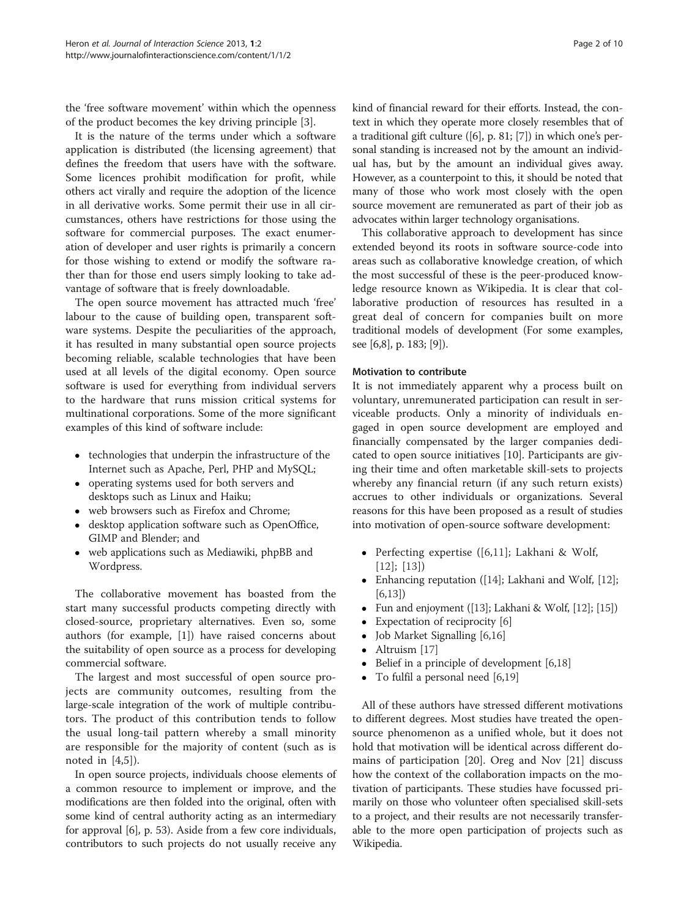the 'free software movement' within which the openness of the product becomes the key driving principle [3].

It is the nature of the terms under which a software application is distributed (the licensing agreement) that defines the freedom that users have with the software. Some licences prohibit modification for profit, while others act virally and require the adoption of the licence in all derivative works. Some permit their use in all circumstances, others have restrictions for those using the software for commercial purposes. The exact enumeration of developer and user rights is primarily a concern for those wishing to extend or modify the software rather than for those end users simply looking to take advantage of software that is freely downloadable.

The open source movement has attracted much 'free' labour to the cause of building open, transparent software systems. Despite the peculiarities of the approach, it has resulted in many substantial open source projects becoming reliable, scalable technologies that have been used at all levels of the digital economy. Open source software is used for everything from individual servers to the hardware that runs mission critical systems for multinational corporations. Some of the more significant examples of this kind of software include:

- technologies that underpin the infrastructure of the Internet such as Apache, Perl, PHP and MySQL;
- operating systems used for both servers and desktops such as Linux and Haiku;
- web browsers such as Firefox and Chrome;
- desktop application software such as OpenOffice, GIMP and Blender; and
- web applications such as Mediawiki, phpBB and Wordpress.

The collaborative movement has boasted from the start many successful products competing directly with closed-source, proprietary alternatives. Even so, some authors (for example, [1]) have raised concerns about the suitability of open source as a process for developing commercial software.

The largest and most successful of open source projects are community outcomes, resulting from the large-scale integration of the work of multiple contributors. The product of this contribution tends to follow the usual long-tail pattern whereby a small minority are responsible for the majority of content (such as is noted in [4,5]).

In open source projects, individuals choose elements of a common resource to implement or improve, and the modifications are then folded into the original, often with some kind of central authority acting as an intermediary for approval [6], p. 53). Aside from a few core individuals, contributors to such projects do not usually receive any kind of financial reward for their efforts. Instead, the context in which they operate more closely resembles that of a traditional gift culture ([6], p. 81; [7]) in which one's personal standing is increased not by the amount an individual has, but by the amount an individual gives away. However, as a counterpoint to this, it should be noted that many of those who work most closely with the open source movement are remunerated as part of their job as advocates within larger technology organisations.

This collaborative approach to development has since extended beyond its roots in software source-code into areas such as collaborative knowledge creation, of which the most successful of these is the peer-produced knowledge resource known as Wikipedia. It is clear that collaborative production of resources has resulted in a great deal of concern for companies built on more traditional models of development (For some examples, see [6,8], p. 183; [9]).

#### Motivation to contribute

It is not immediately apparent why a process built on voluntary, unremunerated participation can result in serviceable products. Only a minority of individuals engaged in open source development are employed and financially compensated by the larger companies dedicated to open source initiatives [10]. Participants are giving their time and often marketable skill-sets to projects whereby any financial return (if any such return exists) accrues to other individuals or organizations. Several reasons for this have been proposed as a result of studies into motivation of open-source software development:

- Perfecting expertise ([6,11]; Lakhani & Wolf, [12]; [13])
- Enhancing reputation ([14]; Lakhani and Wolf, [12]; [6,13])
- Fun and enjoyment ([13]; Lakhani & Wolf, [12]; [15])
- Expectation of reciprocity [6]
- Job Market Signalling [6,16]
- Altruism [17]
- Belief in a principle of development [6,18]
- To fulfil a personal need [6,19]

All of these authors have stressed different motivations to different degrees. Most studies have treated the open-source phenomenon as a unified whole, but it does not hold that motivation will be identical across different domains of participation [20]. Oreg and Nov [21] discuss how the context of the collaboration impacts on the motivation of participants. These studies have focussed primarily on those who volunteer often specialised skill-sets to a project, and their results are not necessarily transferable to the more open participation of projects such as Wikipedia.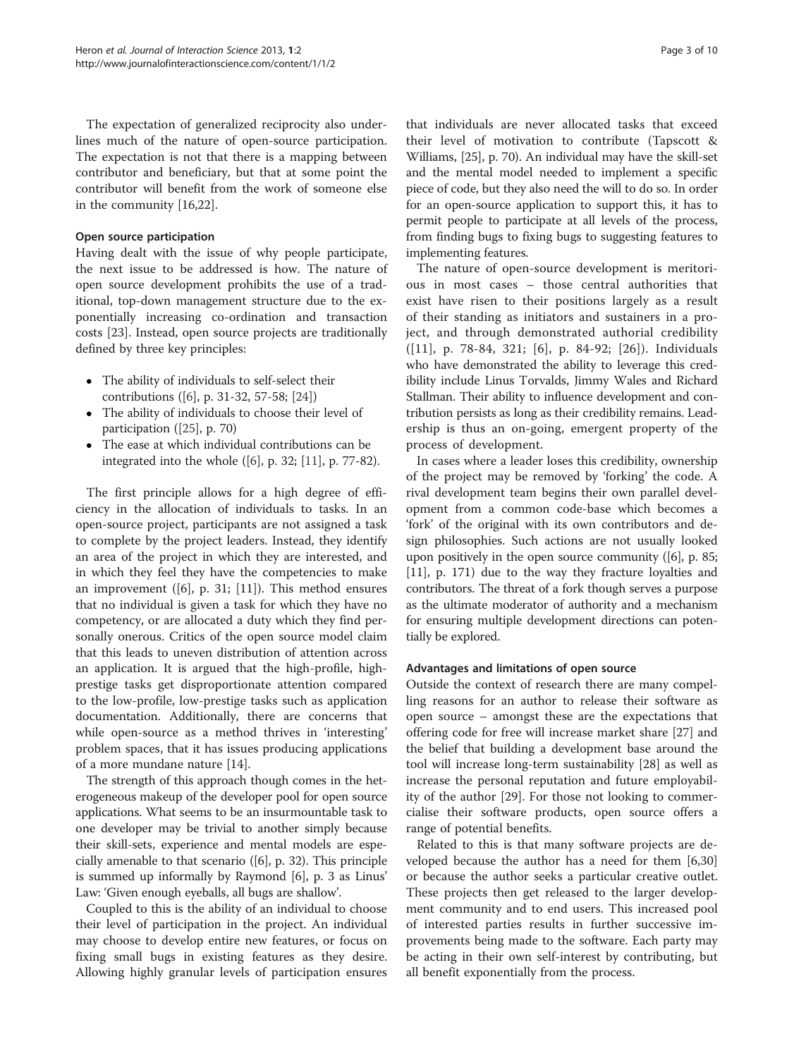The expectation of generalized reciprocity also underlines much of the nature of open-source participation. The expectation is not that there is a mapping between contributor and beneficiary, but that at some point the contributor will benefit from the work of someone else in the community [16,22].

### Open source participation

Having dealt with the issue of why people participate, the next issue to be addressed is how. The nature of open source development prohibits the use of a traditional, top-down management structure due to the exponentially increasing co-ordination and transaction costs [23]. Instead, open source projects are traditionally defined by three key principles:

- The ability of individuals to self-select their contributions ([6], p. 31-32, 57-58; [24])
- The ability of individuals to choose their level of participation ([25], p. 70)
- The ease at which individual contributions can be integrated into the whole ([6], p. 32; [11], p. 77-82).

The first principle allows for a high degree of efficiency in the allocation of individuals to tasks. In an open-source project, participants are not assigned a task to complete by the project leaders. Instead, they identify an area of the project in which they are interested, and in which they feel they have the competencies to make an improvement ([6], p. 31; [11]). This method ensures that no individual is given a task for which they have no competency, or are allocated a duty which they find personally onerous. Critics of the open source model claim that this leads to uneven distribution of attention across an application. It is argued that the high-profile, high-prestige tasks get disproportionate attention compared to the low-profile, low-prestige tasks such as application documentation. Additionally, there are concerns that while open-source as a method thrives in 'interesting' problem spaces, that it has issues producing applications of a more mundane nature [14].

The strength of this approach though comes in the heterogeneous makeup of the developer pool for open source applications. What seems to be an insurmountable task to one developer may be trivial to another simply because their skill-sets, experience and mental models are especially amenable to that scenario ([6], p. 32). This principle is summed up informally by Raymond [6], p. 3 as Linus' Law: 'Given enough eyeballs, all bugs are shallow'.

Coupled to this is the ability of an individual to choose their level of participation in the project. An individual may choose to develop entire new features, or focus on fixing small bugs in existing features as they desire. Allowing highly granular levels of participation ensures that individuals are never allocated tasks that exceed their level of motivation to contribute (Tapscott & Williams, [25], p. 70). An individual may have the skill-set and the mental model needed to implement a specific piece of code, but they also need the will to do so. In order for an open-source application to support this, it has to permit people to participate at all levels of the process, from finding bugs to fixing bugs to suggesting features to implementing features.

The nature of open-source development is meritorious in most cases – those central authorities that exist have risen to their positions largely as a result of their standing as initiators and sustainers in a project, and through demonstrated authorial credibility ([11], p. 78-84, 321; [6], p. 84-92; [26]). Individuals who have demonstrated the ability to leverage this credibility include Linus Torvalds, Jimmy Wales and Richard Stallman. Their ability to influence development and contribution persists as long as their credibility remains. Leadership is thus an on-going, emergent property of the process of development.

In cases where a leader loses this credibility, ownership of the project may be removed by 'forking' the code. A rival development team begins their own parallel development from a common code-base which becomes a 'fork' of the original with its own contributors and design philosophies. Such actions are not usually looked upon positively in the open source community ([6], p. 85; [11], p. 171) due to the way they fracture loyalties and contributors. The threat of a fork though serves a purpose as the ultimate moderator of authority and a mechanism for ensuring multiple development directions can potentially be explored.

### Advantages and limitations of open source

Outside the context of research there are many compelling reasons for an author to release their software as open source – amongst these are the expectations that offering code for free will increase market share [27] and the belief that building a development base around the tool will increase long-term sustainability [28] as well as increase the personal reputation and future employability of the author [29]. For those not looking to commercialise their software products, open source offers a range of potential benefits.

Related to this is that many software projects are developed because the author has a need for them [6,30] or because the author seeks a particular creative outlet. These projects then get released to the larger development community and to end users. This increased pool of interested parties results in further successive improvements being made to the software. Each party may be acting in their own self-interest by contributing, but all benefit exponentially from the process.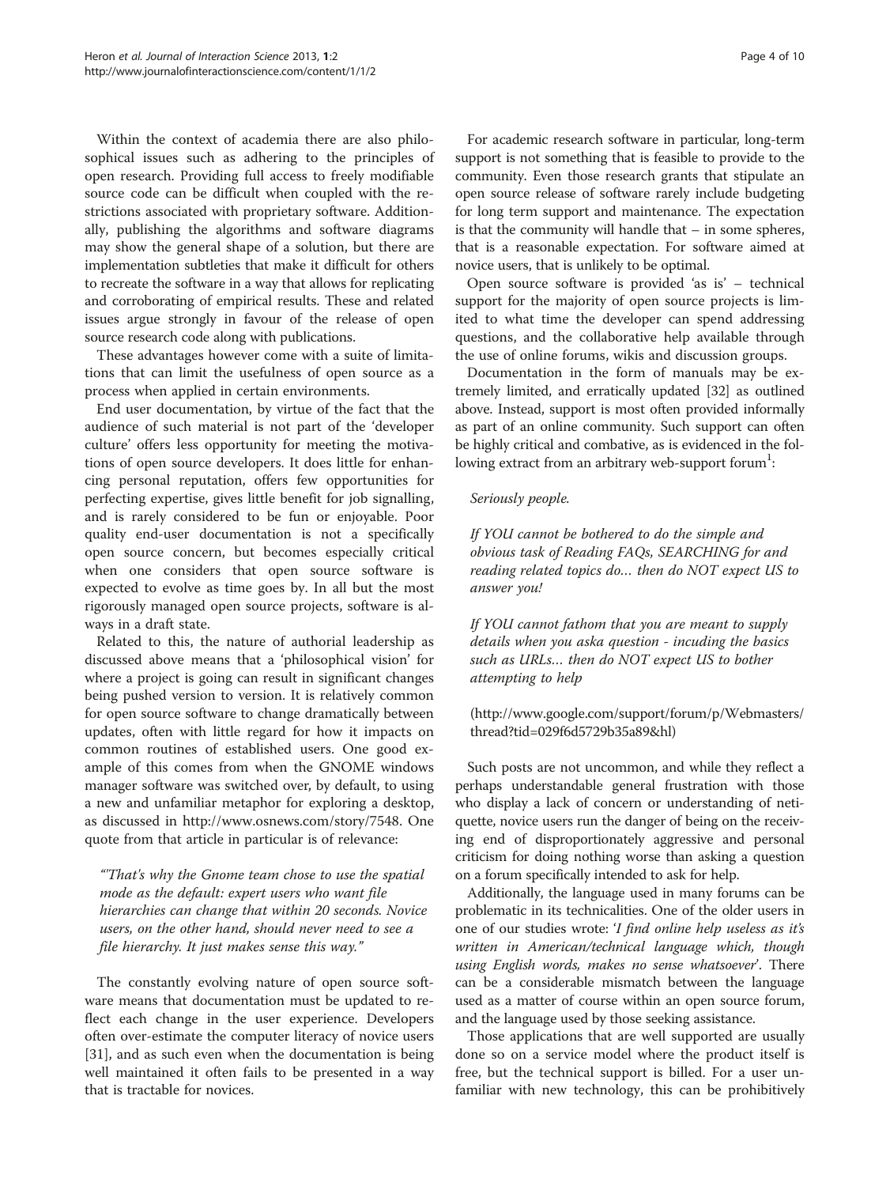Within the context of academia there are also philosophical issues such as adhering to the principles of open research. Providing full access to freely modifiable source code can be difficult when coupled with the restrictions associated with proprietary software. Additionally, publishing the algorithms and software diagrams may show the general shape of a solution, but there are implementation subtleties that make it difficult for others to recreate the software in a way that allows for replicating and corroborating of empirical results. These and related issues argue strongly in favour of the release of open source research code along with publications.

These advantages however come with a suite of limitations that can limit the usefulness of open source as a process when applied in certain environments.

End user documentation, by virtue of the fact that the audience of such material is not part of the 'developer culture' offers less opportunity for meeting the motivations of open source developers. It does little for enhancing personal reputation, offers few opportunities for perfecting expertise, gives little benefit for job signalling, and is rarely considered to be fun or enjoyable. Poor quality end-user documentation is not a specifically open source concern, but becomes especially critical when one considers that open source software is expected to evolve as time goes by. In all but the most rigorously managed open source projects, software is always in a draft state.

Related to this, the nature of authorial leadership as discussed above means that a 'philosophical vision' for where a project is going can result in significant changes being pushed version to version. It is relatively common for open source software to change dramatically between updates, often with little regard for how it impacts on common routines of established users. One good example of this comes from when the GNOME windows manager software was switched over, by default, to using a new and unfamiliar metaphor for exploring a desktop, as discussed in http://www.osnews.com/story/7548. One quote from that article in particular is of relevance:

> *"'That's why the Gnome team chose to use the spatial mode as the default: expert users who want file hierarchies can change that within 20 seconds. Novice users, on the other hand, should never need to see a file hierarchy. It just makes sense this way."*

The constantly evolving nature of open source software means that documentation must be updated to reflect each change in the user experience. Developers often over-estimate the computer literacy of novice users [31], and as such even when the documentation is being well maintained it often fails to be presented in a way that is tractable for novices.

For academic research software in particular, long-term support is not something that is feasible to provide to the community. Even those research grants that stipulate an open source release of software rarely include budgeting for long term support and maintenance. The expectation is that the community will handle that – in some spheres, that is a reasonable expectation. For software aimed at novice users, that is unlikely to be optimal.

Open source software is provided 'as is' – technical support for the majority of open source projects is limited to what time the developer can spend addressing questions, and the collaborative help available through the use of online forums, wikis and discussion groups.

Documentation in the form of manuals may be extremely limited, and erratically updated [32] as outlined above. Instead, support is most often provided informally as part of an online community. Such support can often be highly critical and combative, as is evidenced in the following extract from an arbitrary web-support forum[1]:

> *Seriously people.*
>
> *If YOU cannot be bothered to do the simple and obvious task of Reading FAQs, SEARCHING for and reading related topics do... then do NOT expect US to answer you!*
>
> *If YOU cannot fathom that you are meant to supply details when you aska question - incuding the basics such as URLs... then do NOT expect US to bother attempting to help*
>
> (http://www.google.com/support/forum/p/Webmasters/thread?tid=029f6d5729b35a89&hl)

Such posts are not uncommon, and while they reflect a perhaps understandable general frustration with those who display a lack of concern or understanding of netiquette, novice users run the danger of being on the receiving end of disproportionately aggressive and personal criticism for doing nothing worse than asking a question on a forum specifically intended to ask for help.

Additionally, the language used in many forums can be problematic in its technicalities. One of the older users in one of our studies wrote: '*I find online help useless as it's written in American/technical language which, though using English words, makes no sense whatsoever*'. There can be a considerable mismatch between the language used as a matter of course within an open source forum, and the language used by those seeking assistance.

Those applications that are well supported are usually done so on a service model where the product itself is free, but the technical support is billed. For a user unfamiliar with new technology, this can be prohibitively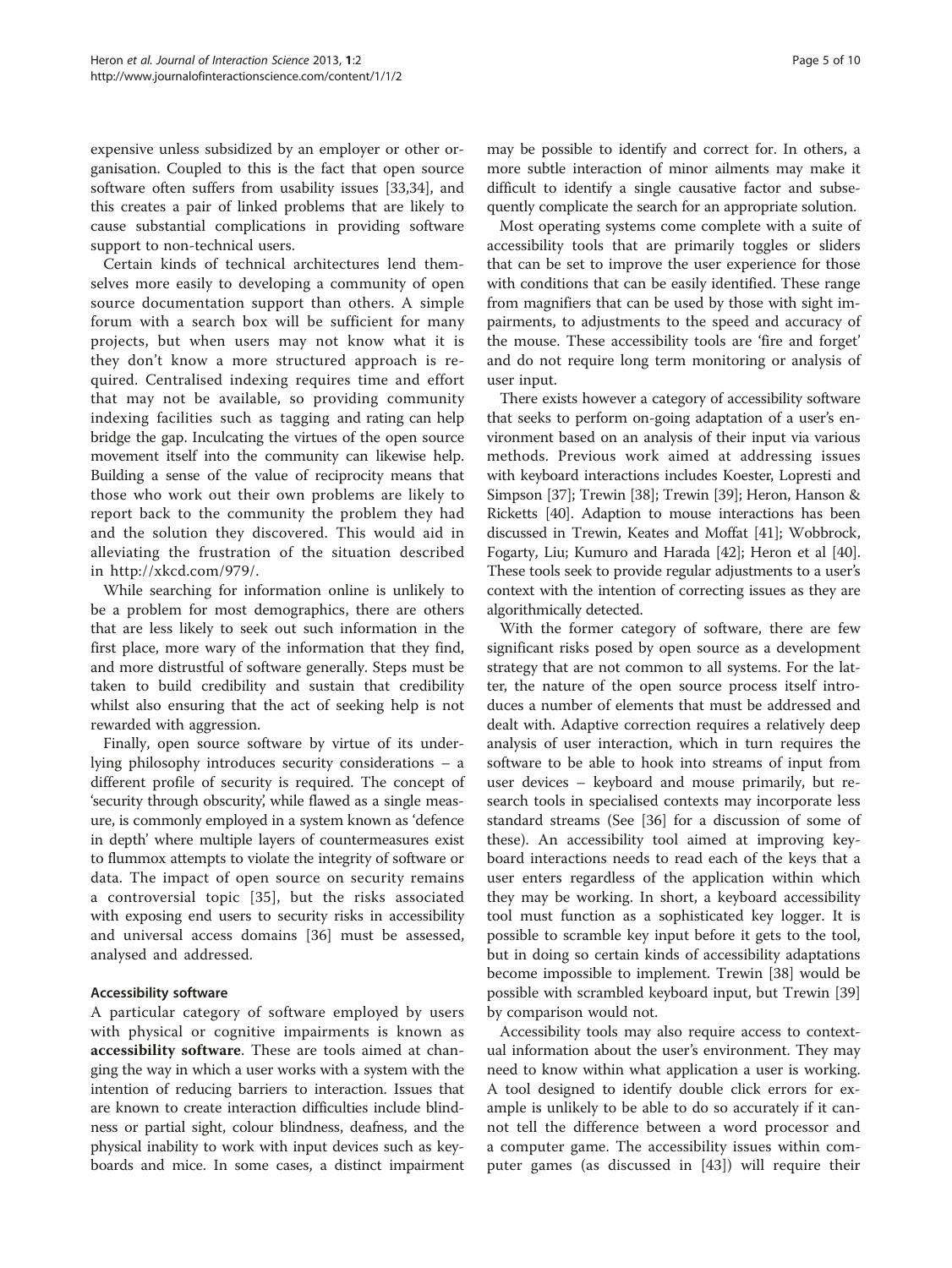expensive unless subsidized by an employer or other organisation. Coupled to this is the fact that open source software often suffers from usability issues [33,34], and this creates a pair of linked problems that are likely to cause substantial complications in providing software support to non-technical users.

Certain kinds of technical architectures lend themselves more easily to developing a community of open source documentation support than others. A simple forum with a search box will be sufficient for many projects, but when users may not know what it is they don't know a more structured approach is required. Centralised indexing requires time and effort that may not be available, so providing community indexing facilities such as tagging and rating can help bridge the gap. Inculcating the virtues of the open source movement itself into the community can likewise help. Building a sense of the value of reciprocity means that those who work out their own problems are likely to report back to the community the problem they had and the solution they discovered. This would aid in alleviating the frustration of the situation described in http://xkcd.com/979/.

While searching for information online is unlikely to be a problem for most demographics, there are others that are less likely to seek out such information in the first place, more wary of the information that they find, and more distrustful of software generally. Steps must be taken to build credibility and sustain that credibility whilst also ensuring that the act of seeking help is not rewarded with aggression.

Finally, open source software by virtue of its underlying philosophy introduces security considerations – a different profile of security is required. The concept of 'security through obscurity', while flawed as a single measure, is commonly employed in a system known as 'defence in depth' where multiple layers of countermeasures exist to flummox attempts to violate the integrity of software or data. The impact of open source on security remains a controversial topic [35], but the risks associated with exposing end users to security risks in accessibility and universal access domains [36] must be assessed, analysed and addressed.

### Accessibility software

A particular category of software employed by users with physical or cognitive impairments is known as **accessibility software**. These are tools aimed at changing the way in which a user works with a system with the intention of reducing barriers to interaction. Issues that are known to create interaction difficulties include blindness or partial sight, colour blindness, deafness, and the physical inability to work with input devices such as keyboards and mice. In some cases, a distinct impairment may be possible to identify and correct for. In others, a more subtle interaction of minor ailments may make it difficult to identify a single causative factor and subsequently complicate the search for an appropriate solution.

Most operating systems come complete with a suite of accessibility tools that are primarily toggles or sliders that can be set to improve the user experience for those with conditions that can be easily identified. These range from magnifiers that can be used by those with sight impairments, to adjustments to the speed and accuracy of the mouse. These accessibility tools are 'fire and forget' and do not require long term monitoring or analysis of user input.

There exists however a category of accessibility software that seeks to perform on-going adaptation of a user's environment based on an analysis of their input via various methods. Previous work aimed at addressing issues with keyboard interactions includes Koester, Lopresti and Simpson [37]; Trewin [38]; Trewin [39]; Heron, Hanson & Ricketts [40]. Adaption to mouse interactions has been discussed in Trewin, Keates and Moffat [41]; Wobbrock, Fogarty, Liu; Kumuro and Harada [42]; Heron et al [40]. These tools seek to provide regular adjustments to a user's context with the intention of correcting issues as they are algorithmically detected.

With the former category of software, there are few significant risks posed by open source as a development strategy that are not common to all systems. For the latter, the nature of the open source process itself introduces a number of elements that must be addressed and dealt with. Adaptive correction requires a relatively deep analysis of user interaction, which in turn requires the software to be able to hook into streams of input from user devices – keyboard and mouse primarily, but research tools in specialised contexts may incorporate less standard streams (See [36] for a discussion of some of these). An accessibility tool aimed at improving keyboard interactions needs to read each of the keys that a user enters regardless of the application within which they may be working. In short, a keyboard accessibility tool must function as a sophisticated key logger. It is possible to scramble key input before it gets to the tool, but in doing so certain kinds of accessibility adaptations become impossible to implement. Trewin [38] would be possible with scrambled keyboard input, but Trewin [39] by comparison would not.

Accessibility tools may also require access to contextual information about the user's environment. They may need to know within what application a user is working. A tool designed to identify double click errors for example is unlikely to be able to do so accurately if it cannot tell the difference between a word processor and a computer game. The accessibility issues within computer games (as discussed in [43]) will require their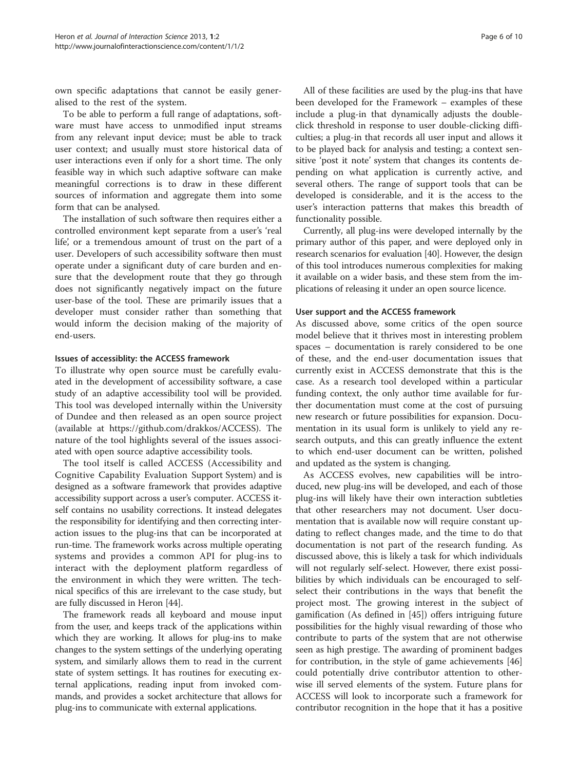own specific adaptations that cannot be easily generalised to the rest of the system.

To be able to perform a full range of adaptations, software must have access to unmodified input streams from any relevant input device; must be able to track user context; and usually must store historical data of user interactions even if only for a short time. The only feasible way in which such adaptive software can make meaningful corrections is to draw in these different sources of information and aggregate them into some form that can be analysed.

The installation of such software then requires either a controlled environment kept separate from a user's 'real life', or a tremendous amount of trust on the part of a user. Developers of such accessibility software then must operate under a significant duty of care burden and ensure that the development route that they go through does not significantly negatively impact on the future user-base of the tool. These are primarily issues that a developer must consider rather than something that would inform the decision making of the majority of end-users.

### Issues of accessiblity: the ACCESS framework

To illustrate why open source must be carefully evaluated in the development of accessibility software, a case study of an adaptive accessibility tool will be provided. This tool was developed internally within the University of Dundee and then released as an open source project (available at https://github.com/drakkos/ACCESS). The nature of the tool highlights several of the issues associated with open source adaptive accessibility tools.

The tool itself is called ACCESS (Accessibility and Cognitive Capability Evaluation Support System) and is designed as a software framework that provides adaptive accessibility support across a user's computer. ACCESS itself contains no usability corrections. It instead delegates the responsibility for identifying and then correcting interaction issues to the plug-ins that can be incorporated at run-time. The framework works across multiple operating systems and provides a common API for plug-ins to interact with the deployment platform regardless of the environment in which they were written. The technical specifics of this are irrelevant to the case study, but are fully discussed in Heron [44].

The framework reads all keyboard and mouse input from the user, and keeps track of the applications within which they are working. It allows for plug-ins to make changes to the system settings of the underlying operating system, and similarly allows them to read in the current state of system settings. It has routines for executing external applications, reading input from invoked commands, and provides a socket architecture that allows for plug-ins to communicate with external applications.

All of these facilities are used by the plug-ins that have been developed for the Framework – examples of these include a plug-in that dynamically adjusts the double-click threshold in response to user double-clicking difficulties; a plug-in that records all user input and allows it to be played back for analysis and testing; a context sensitive 'post it note' system that changes its contents depending on what application is currently active, and several others. The range of support tools that can be developed is considerable, and it is the access to the user's interaction patterns that makes this breadth of functionality possible.

Currently, all plug-ins were developed internally by the primary author of this paper, and were deployed only in research scenarios for evaluation [40]. However, the design of this tool introduces numerous complexities for making it available on a wider basis, and these stem from the implications of releasing it under an open source licence.

### User support and the ACCESS framework

As discussed above, some critics of the open source model believe that it thrives most in interesting problem spaces – documentation is rarely considered to be one of these, and the end-user documentation issues that currently exist in ACCESS demonstrate that this is the case. As a research tool developed within a particular funding context, the only author time available for further documentation must come at the cost of pursuing new research or future possibilities for expansion. Documentation in its usual form is unlikely to yield any research outputs, and this can greatly influence the extent to which end-user document can be written, polished and updated as the system is changing.

As ACCESS evolves, new capabilities will be introduced, new plug-ins will be developed, and each of those plug-ins will likely have their own interaction subtleties that other researchers may not document. User documentation that is available now will require constant updating to reflect changes made, and the time to do that documentation is not part of the research funding. As discussed above, this is likely a task for which individuals will not regularly self-select. However, there exist possibilities by which individuals can be encouraged to self-select their contributions in the ways that benefit the project most. The growing interest in the subject of gamification (As defined in [45]) offers intriguing future possibilities for the highly visual rewarding of those who contribute to parts of the system that are not otherwise seen as high prestige. The awarding of prominent badges for contribution, in the style of game achievements [46] could potentially drive contributor attention to otherwise ill served elements of the system. Future plans for ACCESS will look to incorporate such a framework for contributor recognition in the hope that it has a positive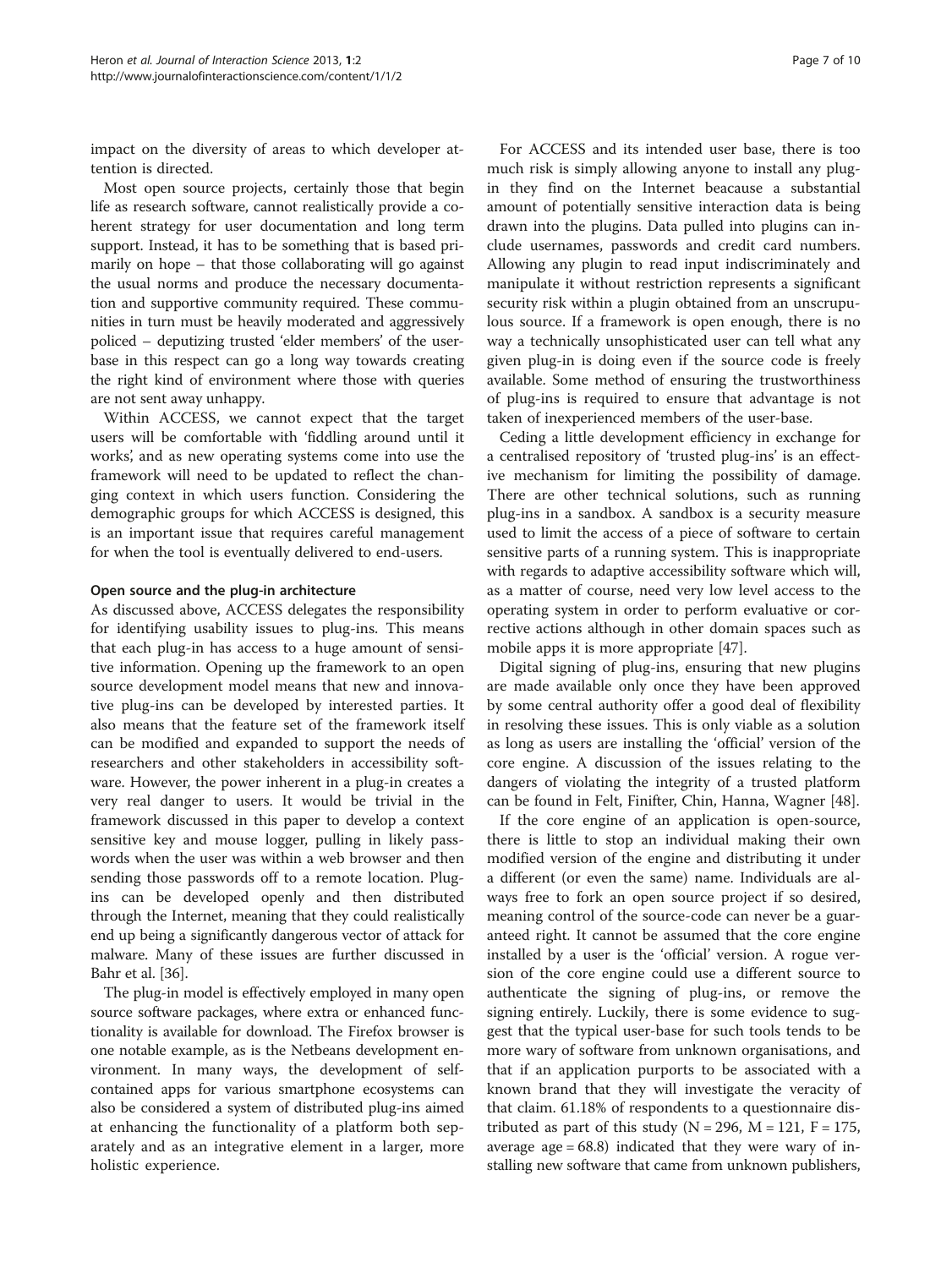impact on the diversity of areas to which developer attention is directed.

Most open source projects, certainly those that begin life as research software, cannot realistically provide a coherent strategy for user documentation and long term support. Instead, it has to be something that is based primarily on hope – that those collaborating will go against the usual norms and produce the necessary documentation and supportive community required. These communities in turn must be heavily moderated and aggressively policed – deputizing trusted 'elder members' of the userbase in this respect can go a long way towards creating the right kind of environment where those with queries are not sent away unhappy.

Within ACCESS, we cannot expect that the target users will be comfortable with 'fiddling around until it works', and as new operating systems come into use the framework will need to be updated to reflect the changing context in which users function. Considering the demographic groups for which ACCESS is designed, this is an important issue that requires careful management for when the tool is eventually delivered to end-users.

### Open source and the plug-in architecture

As discussed above, ACCESS delegates the responsibility for identifying usability issues to plug-ins. This means that each plug-in has access to a huge amount of sensitive information. Opening up the framework to an open source development model means that new and innovative plug-ins can be developed by interested parties. It also means that the feature set of the framework itself can be modified and expanded to support the needs of researchers and other stakeholders in accessibility software. However, the power inherent in a plug-in creates a very real danger to users. It would be trivial in the framework discussed in this paper to develop a context sensitive key and mouse logger, pulling in likely passwords when the user was within a web browser and then sending those passwords off to a remote location. Plug-ins can be developed openly and then distributed through the Internet, meaning that they could realistically end up being a significantly dangerous vector of attack for malware. Many of these issues are further discussed in Bahr et al. [36].

The plug-in model is effectively employed in many open source software packages, where extra or enhanced functionality is available for download. The Firefox browser is one notable example, as is the Netbeans development environment. In many ways, the development of self-contained apps for various smartphone ecosystems can also be considered a system of distributed plug-ins aimed at enhancing the functionality of a platform both separately and as an integrative element in a larger, more holistic experience.

For ACCESS and its intended user base, there is too much risk is simply allowing anyone to install any plugin they find on the Internet beacause a substantial amount of potentially sensitive interaction data is being drawn into the plugins. Data pulled into plugins can include usernames, passwords and credit card numbers. Allowing any plugin to read input indiscriminately and manipulate it without restriction represents a significant security risk within a plugin obtained from an unscrupulous source. If a framework is open enough, there is no way a technically unsophisticated user can tell what any given plug-in is doing even if the source code is freely available. Some method of ensuring the trustworthiness of plug-ins is required to ensure that advantage is not taken of inexperienced members of the user-base.

Ceding a little development efficiency in exchange for a centralised repository of 'trusted plug-ins' is an effective mechanism for limiting the possibility of damage. There are other technical solutions, such as running plug-ins in a sandbox. A sandbox is a security measure used to limit the access of a piece of software to certain sensitive parts of a running system. This is inappropriate with regards to adaptive accessibility software which will, as a matter of course, need very low level access to the operating system in order to perform evaluative or corrective actions although in other domain spaces such as mobile apps it is more appropriate [47].

Digital signing of plug-ins, ensuring that new plugins are made available only once they have been approved by some central authority offer a good deal of flexibility in resolving these issues. This is only viable as a solution as long as users are installing the 'official' version of the core engine. A discussion of the issues relating to the dangers of violating the integrity of a trusted platform can be found in Felt, Finifter, Chin, Hanna, Wagner [48].

If the core engine of an application is open-source, there is little to stop an individual making their own modified version of the engine and distributing it under a different (or even the same) name. Individuals are always free to fork an open source project if so desired, meaning control of the source-code can never be a guaranteed right. It cannot be assumed that the core engine installed by a user is the 'official' version. A rogue version of the core engine could use a different source to authenticate the signing of plug-ins, or remove the signing entirely. Luckily, there is some evidence to suggest that the typical user-base for such tools tends to be more wary of software from unknown organisations, and that if an application purports to be associated with a known brand that they will investigate the veracity of that claim. 61.18% of respondents to a questionnaire distributed as part of this study ($N = 296$, $M = 121$, $F = 175$, average age = 68.8) indicated that they were wary of installing new software that came from unknown publishers,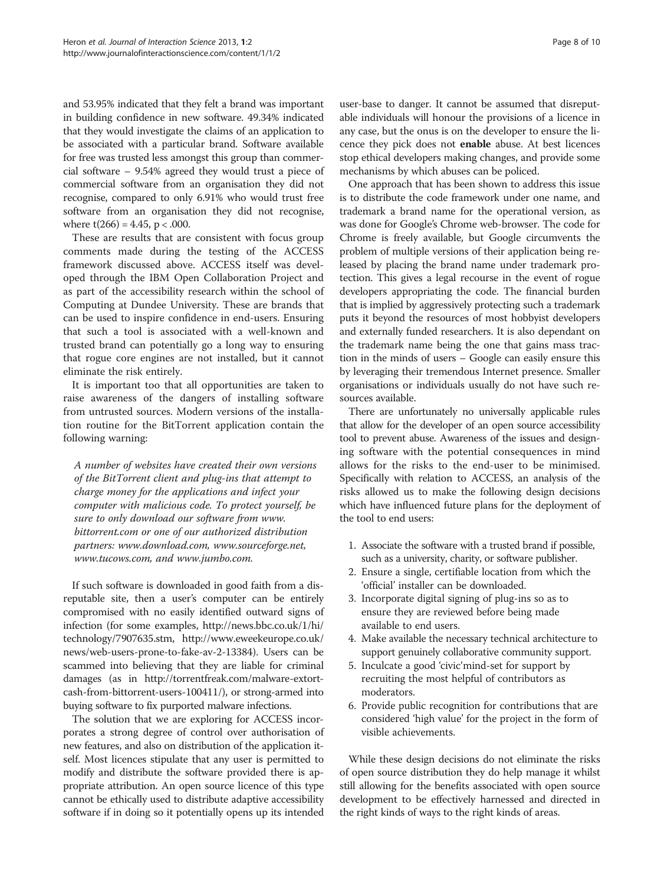and 53.95% indicated that they felt a brand was important in building confidence in new software. 49.34% indicated that they would investigate the claims of an application to be associated with a particular brand. Software available for free was trusted less amongst this group than commercial software – 9.54% agreed they would trust a piece of commercial software from an organisation they did not recognise, compared to only 6.91% who would trust free software from an organisation they did not recognise, where $t(266) = 4.45$, $p < .000$.

These are results that are consistent with focus group comments made during the testing of the ACCESS framework discussed above. ACCESS itself was developed through the IBM Open Collaboration Project and as part of the accessibility research within the school of Computing at Dundee University. These are brands that can be used to inspire confidence in end-users. Ensuring that such a tool is associated with a well-known and trusted brand can potentially go a long way to ensuring that rogue core engines are not installed, but it cannot eliminate the risk entirely.

It is important too that all opportunities are taken to raise awareness of the dangers of installing software from untrusted sources. Modern versions of the installation routine for the BitTorrent application contain the following warning:

> *A number of websites have created their own versions of the BitTorrent client and plug-ins that attempt to charge money for the applications and infect your computer with malicious code. To protect yourself, be sure to only download our software from www.bittorrent.com or one of our authorized distribution partners: www.download.com, www.sourceforge.net, www.tucows.com, and www.jumbo.com.*

If such software is downloaded in good faith from a disreputable site, then a user's computer can be entirely compromised with no easily identified outward signs of infection (for some examples, http://news.bbc.co.uk/1/hi/technology/7907635.stm, http://www.eweekeurope.co.uk/news/web-users-prone-to-fake-av-2-13384). Users can be scammed into believing that they are liable for criminal damages (as in http://torrentfreak.com/malware-extort-cash-from-bittorrent-users-100411/), or strong-armed into buying software to fix purported malware infections.

The solution that we are exploring for ACCESS incorporates a strong degree of control over authorisation of new features, and also on distribution of the application itself. Most licences stipulate that any user is permitted to modify and distribute the software provided there is appropriate attribution. An open source licence of this type cannot be ethically used to distribute adaptive accessibility software if in doing so it potentially opens up its intended user-base to danger. It cannot be assumed that disreputable individuals will honour the provisions of a licence in any case, but the onus is on the developer to ensure the licence they pick does not **enable** abuse. At best licences stop ethical developers making changes, and provide some mechanisms by which abuses can be policed.

One approach that has been shown to address this issue is to distribute the code framework under one name, and trademark a brand name for the operational version, as was done for Google's Chrome web-browser. The code for Chrome is freely available, but Google circumvents the problem of multiple versions of their application being released by placing the brand name under trademark protection. This gives a legal recourse in the event of rogue developers appropriating the code. The financial burden that is implied by aggressively protecting such a trademark puts it beyond the resources of most hobbyist developers and externally funded researchers. It is also dependant on the trademark name being the one that gains mass traction in the minds of users – Google can easily ensure this by leveraging their tremendous Internet presence. Smaller organisations or individuals usually do not have such resources available.

There are unfortunately no universally applicable rules that allow for the developer of an open source accessibility tool to prevent abuse. Awareness of the issues and designing software with the potential consequences in mind allows for the risks to the end-user to be minimised. Specifically with relation to ACCESS, an analysis of the risks allowed us to make the following design decisions which have influenced future plans for the deployment of the tool to end users:

1. Associate the software with a trusted brand if possible, such as a university, charity, or software publisher.
2. Ensure a single, certifiable location from which the 'official' installer can be downloaded.
3. Incorporate digital signing of plug-ins so as to ensure they are reviewed before being made available to end users.
4. Make available the necessary technical architecture to support genuinely collaborative community support.
5. Inculcate a good 'civic'mind-set for support by recruiting the most helpful of contributors as moderators.
6. Provide public recognition for contributions that are considered 'high value' for the project in the form of visible achievements.

While these design decisions do not eliminate the risks of open source distribution they do help manage it whilst still allowing for the benefits associated with open source development to be effectively harnessed and directed in the right kinds of ways to the right kinds of areas.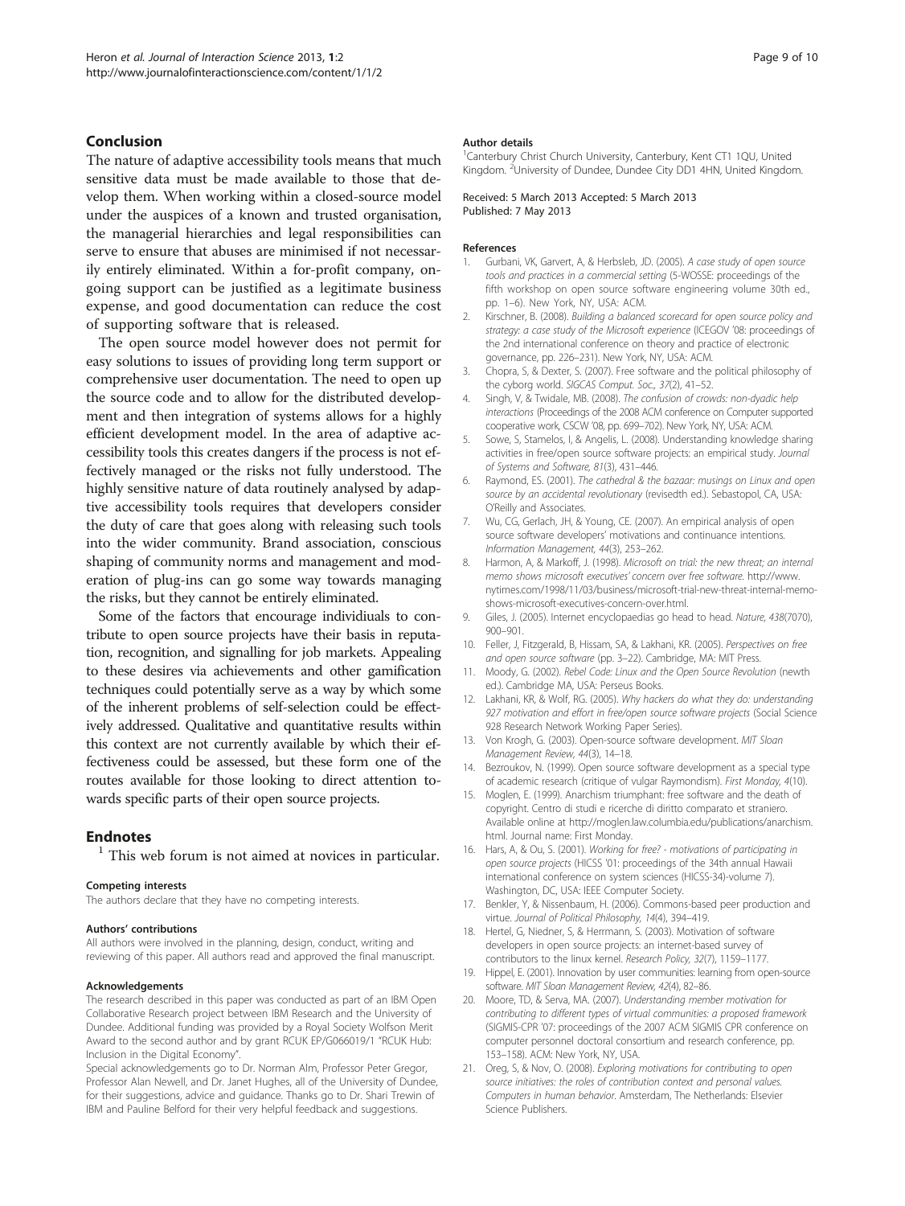## Conclusion

The nature of adaptive accessibility tools means that much sensitive data must be made available to those that develop them. When working within a closed-source model under the auspices of a known and trusted organisation, the managerial hierarchies and legal responsibilities can serve to ensure that abuses are minimised if not necessarily entirely eliminated. Within a for-profit company, ongoing support can be justified as a legitimate business expense, and good documentation can reduce the cost of supporting software that is released.

The open source model however does not permit for easy solutions to issues of providing long term support or comprehensive user documentation. The need to open up the source code and to allow for the distributed development and then integration of systems allows for a highly efficient development model. In the area of adaptive accessibility tools this creates dangers if the process is not effectively managed or the risks not fully understood. The highly sensitive nature of data routinely analysed by adaptive accessibility tools requires that developers consider the duty of care that goes along with releasing such tools into the wider community. Brand association, conscious shaping of community norms and management and moderation of plug-ins can go some way towards managing the risks, but they cannot be entirely eliminated.

Some of the factors that encourage individiuals to contribute to open source projects have their basis in reputation, recognition, and signalling for job markets. Appealing to these desires via achievements and other gamification techniques could potentially serve as a way by which some of the inherent problems of self-selection could be effectively addressed. Qualitative and quantitative results within this context are not currently available by which their effectiveness could be assessed, but these form one of the routes available for those looking to direct attention towards specific parts of their open source projects.

## Endnotes

[1] This web forum is not aimed at novices in particular.

#### Competing interests

The authors declare that they have no competing interests.

#### Authors' contributions

All authors were involved in the planning, design, conduct, writing and reviewing of this paper. All authors read and approved the final manuscript.

#### Acknowledgements

The research described in this paper was conducted as part of an IBM Open Collaborative Research project between IBM Research and the University of Dundee. Additional funding was provided by a Royal Society Wolfson Merit Award to the second author and by grant RCUK EP/G066019/1 "RCUK Hub: Inclusion in the Digital Economy".

Special acknowledgements go to Dr. Norman Alm, Professor Peter Gregor, Professor Alan Newell, and Dr. Janet Hughes, all of the University of Dundee, for their suggestions, advice and guidance. Thanks go to Dr. Shari Trewin of IBM and Pauline Belford for their very helpful feedback and suggestions.

#### Author details

[1]Canterbury Christ Church University, Canterbury, Kent CT1 1QU, United Kingdom. [2]University of Dundee, Dundee City DD1 4HN, United Kingdom.

Received: 5 March 2013 Accepted: 5 March 2013
Published: 7 May 2013

#### References

1. Gurbani, VK, Garvert, A, & Herbsleb, JD. (2005). *A case study of open source tools and practices in a commercial setting* (5-WOSSE: proceedings of the fifth workshop on open source software engineering volume 30th ed., pp. 1–6). New York, NY, USA: ACM.
2. Kirschner, B. (2008). *Building a balanced scorecard for open source policy and strategy: a case study of the Microsoft experience* (ICEGOV '08: proceedings of the 2nd international conference on theory and practice of electronic governance, pp. 226–231). New York, NY, USA: ACM.
3. Chopra, S, & Dexter, S. (2007). Free software and the political philosophy of the cyborg world. *SIGCAS Comput. Soc., 37*(2), 41–52.
4. Singh, V, & Twidale, MB. (2008). *The confusion of crowds: non-dyadic help interactions* (Proceedings of the 2008 ACM conference on Computer supported cooperative work, CSCW '08, pp. 699–702). New York, NY, USA: ACM.
5. Sowe, S, Stamelos, I, & Angelis, L. (2008). Understanding knowledge sharing activities in free/open source software projects: an empirical study. *Journal of Systems and Software, 81*(3), 431–446.
6. Raymond, ES. (2001). *The cathedral & the bazaar: musings on Linux and open source by an accidental revolutionary* (revisedth ed.). Sebastopol, CA, USA: O'Reilly and Associates.
7. Wu, CG, Gerlach, JH, & Young, CE. (2007). An empirical analysis of open source software developers' motivations and continuance intentions. *Information Management, 44*(3), 253–262.
8. Harmon, A, & Markoff, J. (1998). *Microsoft on trial: the new threat; an internal memo shows microsoft executives' concern over free software*. http://www.nytimes.com/1998/11/03/business/microsoft-trial-new-threat-internal-memo-shows-microsoft-executives-concern-over.html.
9. Giles, J. (2005). Internet encyclopaedias go head to head. *Nature, 438*(7070), 900–901.
10. Feller, J, Fitzgerald, B, Hissam, SA, & Lakhani, KR. (2005). *Perspectives on free and open source software* (pp. 3–22). Cambridge, MA: MIT Press.
11. Moody, G. (2002). *Rebel Code: Linux and the Open Source Revolution* (newth ed.). Cambridge MA, USA: Perseus Books.
12. Lakhani, KR, & Wolf, RG. (2005). *Why hackers do what they do: understanding 927 motivation and effort in free/open source software projects* (Social Science 928 Research Network Working Paper Series).
13. Von Krogh, G. (2003). Open-source software development. *MIT Sloan Management Review, 44*(3), 14–18.
14. Bezroukov, N. (1999). Open source software development as a special type of academic research (critique of vulgar Raymondism). *First Monday, 4*(10).
15. Moglen, E. (1999). Anarchism triumphant: free software and the death of copyright. Centro di studi e ricerche di diritto comparato et straniero. Available online at http://moglen.law.columbia.edu/publications/anarchism.html. Journal name: First Monday.
16. Hars, A, & Ou, S. (2001). *Working for free? - motivations of participating in open source projects* (HICSS '01: proceedings of the 34th annual Hawaii international conference on system sciences (HICSS-34)-volume 7). Washington, DC, USA: IEEE Computer Society.
17. Benkler, Y, & Nissenbaum, H. (2006). Commons-based peer production and virtue. *Journal of Political Philosophy, 14*(4), 394–419.
18. Hertel, G, Niedner, S, & Herrmann, S. (2003). Motivation of software developers in open source projects: an internet-based survey of contributors to the linux kernel. *Research Policy, 32*(7), 1159–1177.
19. Hippel, E. (2001). Innovation by user communities: learning from open-source software. *MIT Sloan Management Review, 42*(4), 82–86.
20. Moore, TD, & Serva, MA. (2007). *Understanding member motivation for contributing to different types of virtual communities: a proposed framework* (SIGMIS-CPR '07: proceedings of the 2007 ACM SIGMIS CPR conference on computer personnel doctoral consortium and research conference, pp. 153–158). ACM: New York, NY, USA.
21. Oreg, S, & Nov, O. (2008). *Exploring motivations for contributing to open source initiatives: the roles of contribution context and personal values. Computers in human behavior*. Amsterdam, The Netherlands: Elsevier Science Publishers.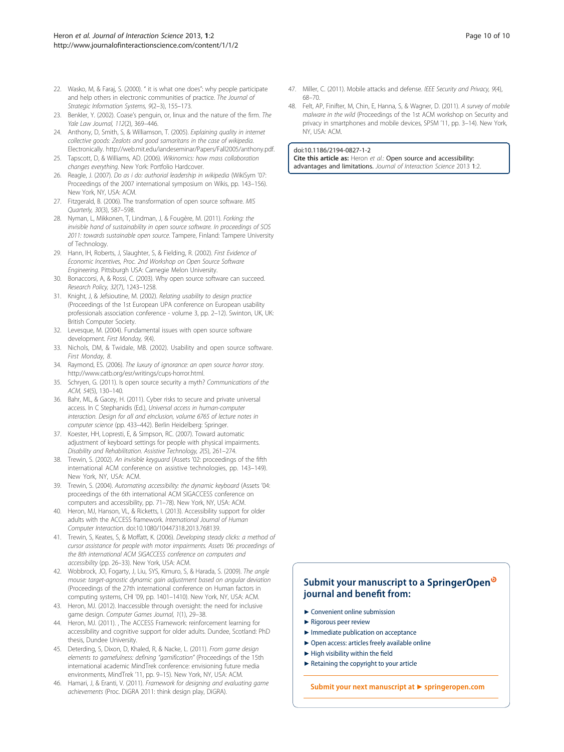22. Wasko, M, & Faraj, S. (2000). " it is what one does": why people participate and help others in electronic communities of practice. *The Journal of Strategic Information Systems, 9*(2–3), 155–173.
23. Benkler, Y. (2002). Coase's penguin, or, linux and the nature of the firm. *The Yale Law Journal, 112*(2), 369–446.
24. Anthony, D, Smith, S, & Williamson, T. (2005). *Explaining quality in internet collective goods: Zealots and good samaritans in the case of wikipedia*. Electronically. http://web.mit.edu/iandeseminar/Papers/Fall2005/anthony.pdf.
25. Tapscott, D, & Williams, AD. (2006). *Wikinomics: how mass collaboration changes everything*. New York: Portfolio Hardcover.
26. Reagle, J. (2007). *Do as i do: authorial leadership in wikipedia* (WikiSym '07: Proceedings of the 2007 international symposium on Wikis, pp. 143–156). New York, NY, USA: ACM.
27. Fitzgerald, B. (2006). The transformation of open source software. *MIS Quarterly, 30*(3), 587–598.
28. Nyman, L, Mikkonen, T, Lindman, J, & Fougère, M. (2011). *Forking: the invisible hand of sustainability in open source software. In proceedings of SOS 2011: towards sustainable open source*. Tampere, Finland: Tampere University of Technology.
29. Hann, IH, Roberts, J, Slaughter, S, & Fielding, R. (2002). *First Evidence of Economic Incentives, Proc. 2nd Workshop on Open Source Software Engineering*. Pittsburgh USA: Carnegie Melon University.
30. Bonaccorsi, A, & Rossi, C. (2003). Why open source software can succeed. *Research Policy, 32*(7), 1243–1258.
31. Knight, J, & Jefsioutine, M. (2002). *Relating usability to design practice* (Proceedings of the 1st European UPA conference on European usability professionals association conference - volume 3, pp. 2–12). Swinton, UK, UK: British Computer Society.
32. Levesque, M. (2004). Fundamental issues with open source software development. *First Monday, 9*(4).
33. Nichols, DM, & Twidale, MB. (2002). Usability and open source software. *First Monday, 8*.
34. Raymond, ES. (2006). *The luxury of ignorance: an open source horror story*. http://www.catb.org/esr/writings/cups-horror.html.
35. Schryen, G. (2011). Is open source security a myth? *Communications of the ACM, 54*(5), 130–140.
36. Bahr, ML, & Gacey, H. (2011). Cyber risks to secure and private universal access. In C Stephanidis (Ed.), *Universal access in human-computer interaction. Design for all and eInclusion, volume 6765 of lecture notes in computer science* (pp. 433–442). Berlin Heidelberg: Springer.
37. Koester, HH, Lopresti, E, & Simpson, RC. (2007). Toward automatic adjustment of keyboard settings for people with physical impairments. *Disability and Rehabilitation. Assistive Technology, 2*(5), 261–274.
38. Trewin, S. (2002). *An invisible keyguard* (Assets '02: proceedings of the fifth international ACM conference on assistive technologies, pp. 143–149). New York, NY, USA: ACM.
39. Trewin, S. (2004). *Automating accessibility: the dynamic keyboard* (Assets '04: proceedings of the 6th international ACM SIGACCESS conference on computers and accessibility, pp. 71–78). New York, NY, USA: ACM.
40. Heron, MJ, Hanson, VL, & Ricketts, I. (2013). Accessibility support for older adults with the ACCESS framework. *International Journal of Human Computer Interaction*. doi:10.1080/10447318.2013.768139.
41. Trewin, S, Keates, S, & Moffatt, K. (2006). *Developing steady clicks: a method of cursor assistance for people with motor impairments. Assets '06: proceedings of the 8th international ACM SIGACCESS conference on computers and accessibility* (pp. 26–33). New York, NY, USA: ACM.
42. Wobbrock, JO, Fogarty, J, Liu, SYS, Kimuro, S, & Harada, S. (2009). *The angle mouse: target-agnostic dynamic gain adjustment based on angular deviation* (Proceedings of the 27th international conference on Human factors in computing systems, CHI '09, pp. 1401–1410). New York, NY, USA: ACM.
43. Heron, MJ. (2012). Inaccessible through oversight: the need for inclusive game design. *Computer Games Journal, 1*(1), 29–38.
44. Heron, MJ. (2011). , The ACCESS Framework: reinforcement learning for accessibility and cognitive support for older adults. Dundee, Scotland: PhD thesis, Dundee University.
45. Deterding, S, Dixon, D, Khaled, R, & Nacke, L. (2011). *From game design elements to gamefulness: defining "gamification"* (Proceedings of the 15th international academic MindTrek conference: envisioning future media environments, MindTrek '11, pp. 9–15). New York, NY, USA: ACM.
46. Hamari, J, & Eranti, V. (2011). *Framework for designing and evaluating game achievements* (Proc. DiGRA 2011: think design play, DiGRA).
47. Miller, C. (2011). Mobile attacks and defense. *IEEE Security and Privacy, 9*(4), 68–70.
48. Felt, AP, Finifter, M, Chin, E, Hanna, S, & Wagner, D. (2011). *A survey of mobile malware in the wild* (Proceedings of the 1st ACM workshop on Security and privacy in smartphones and mobile devices, SPSM '11, pp. 3–14). New York, NY, USA: ACM.

doi:10.1186/2194-0827-1-2

**Cite this article as:** Heron *et al.*: Open source and accessibility: advantages and limitations. *Journal of Interaction Science* 2013 **1**:2.

**Submit your manuscript to a SpringerOpen journal and benefit from:**

- ► Convenient online submission
- ► Rigorous peer review
- ► Immediate publication on acceptance
- ► Open access: articles freely available online
- ► High visibility within the field
- ► Retaining the copyright to your article

**Submit your next manuscript at ► springeropen.com**